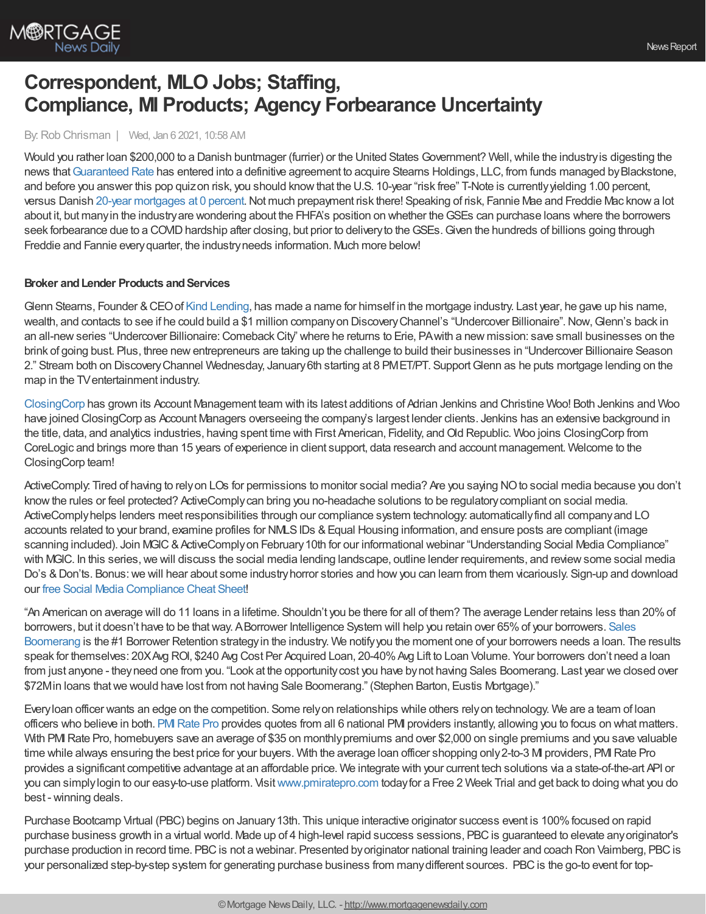# Correspondent, MLO Jobs; Staffing, Compliance, MI Products; Agency Forbearance Uncertainty

By: Rob Chrisman | Wed, Jan 6 2021, 10:58 AM

Would you rather loan $200,000 to a Danish buntmager (furrier) or the United States Government? Well, while the industry is digesting the news that Guaranteed Rate has entered into a definitive agreement to acquire Stearns Holdings, LLC, from funds managed by Blackstone, and before you answer this pop quiz on risk, you should know that the U.S. 10-year "risk free" T-Note is currently yielding 1.00 percent, versus Danish 20-year mortgages at 0 percent. Not much prepayment risk there! Speaking of risk, Fannie Mae and Freddie Mac know a lot about it, but many in the industry are wondering about the FHFA's position on whether the GSEs can purchase loans where the borrowers seek forbearance due to a COVID hardship after closing, but prior to delivery to the GSEs. Given the hundreds of billions going through Freddie and Fannie every quarter, the industry needs information. Much more below!

**Broker and Lender Products and Services**

Glenn Stearns, Founder & CEO of Kind Lending, has made a name for himself in the mortgage industry. Last year, he gave up his name, wealth, and contacts to see if he could build a $1 million company on Discovery Channel's "Undercover Billionaire". Now, Glenn's back in an all-new series "Undercover Billionaire: Comeback City" where he returns to Erie, PA with a new mission: save small businesses on the brink of going bust. Plus, three new entrepreneurs are taking up the challenge to build their businesses in "Undercover Billionaire Season 2." Stream both on Discovery Channel Wednesday, January 6th starting at 8 PM ET/PT. Support Glenn as he puts mortgage lending on the map in the TV entertainment industry.

ClosingCorp has grown its Account Management team with its latest additions of Adrian Jenkins and Christine Woo! Both Jenkins and Woo have joined ClosingCorp as Account Managers overseeing the company's largest lender clients. Jenkins has an extensive background in the title, data, and analytics industries, having spent time with First American, Fidelity, and Old Republic. Woo joins ClosingCorp from CoreLogic and brings more than 15 years of experience in client support, data research and account management. Welcome to the ClosingCorp team!

ActiveComply: Tired of having to rely on LOs for permissions to monitor social media? Are you saying NO to social media because you don't know the rules or feel protected? ActiveComply can bring you no-headache solutions to be regulatory compliant on social media. ActiveComply helps lenders meet responsibilities through our compliance system technology: automatically find all company and LO accounts related to your brand, examine profiles for NMLS IDs & Equal Housing information, and ensure posts are compliant (image scanning included). Join MGIC & ActiveComply on February 10th for our informational webinar "Understanding Social Media Compliance" with MGIC. In this series, we will discuss the social media lending landscape, outline lender requirements, and review some social media Do's & Don'ts. Bonus: we will hear about some industry horror stories and how you can learn from them vicariously. Sign-up and download our free Social Media Compliance Cheat Sheet!

"An American on average will do 11 loans in a lifetime. Shouldn't you be there for all of them? The average Lender retains less than 20% of borrowers, but it doesn't have to be that way. A Borrower Intelligence System will help you retain over 65% of your borrowers. Sales Boomerang is the #1 Borrower Retention strategy in the industry. We notify you the moment one of your borrowers needs a loan. The results speak for themselves: 20X Avg ROI, $240 Avg Cost Per Acquired Loan, 20-40% Avg Lift to Loan Volume. Your borrowers don't need a loan from just anyone - they need one from you. "Look at the opportunity cost you have by not having Sales Boomerang. Last year we closed over $72M in loans that we would have lost from not having Sale Boomerang." (Stephen Barton, Eustis Mortgage)."

Every loan officer wants an edge on the competition. Some rely on relationships while others rely on technology. We are a team of loan officers who believe in both. PMI Rate Pro provides quotes from all 6 national PMI providers instantly, allowing you to focus on what matters. With PMI Rate Pro, homebuyers save an average of $35 on monthly premiums and over $2,000 on single premiums and you save valuable time while always ensuring the best price for your buyers. With the average loan officer shopping only 2-to-3 MI providers, PMI Rate Pro provides a significant competitive advantage at an affordable price. We integrate with your current tech solutions via a state-of-the-art API or you can simply login to our easy-to-use platform. Visit www.pmiratepro.com today for a Free 2 Week Trial and get back to doing what you do best - winning deals.

Purchase Bootcamp Virtual (PBC) begins on January 13th. This unique interactive originator success event is 100% focused on rapid purchase business growth in a virtual world. Made up of 4 high-level rapid success sessions, PBC is guaranteed to elevate any originator's purchase production in record time. PBC is not a webinar. Presented by originator national training leader and coach Ron Vaimberg, PBC is your personalized step-by-step system for generating purchase business from many different sources. PBC is the go-to event for top-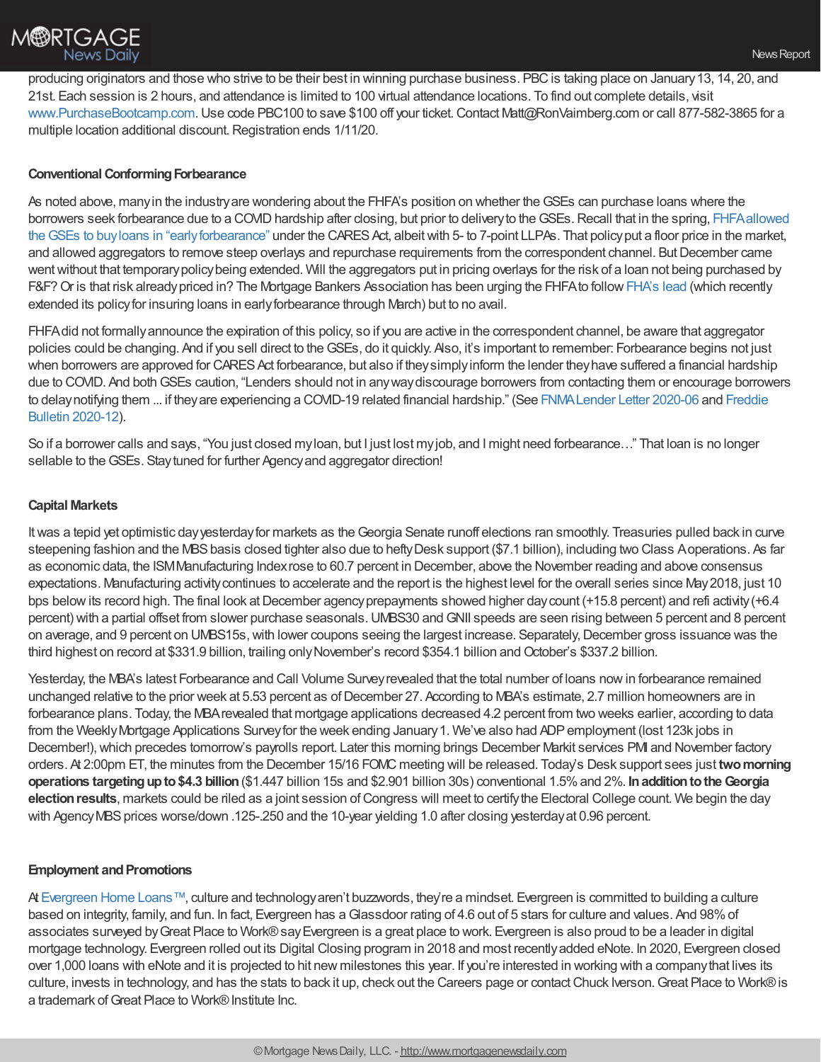producing originators and those who strive to be their best in winning purchase business. PBC is taking place on January 13, 14, 20, and 21st. Each session is 2 hours, and attendance is limited to 100 virtual attendance locations. To find out complete details, visit www.PurchaseBootcamp.com. Use code PBC100 to save $100 off your ticket. Contact Matt@RonVaimberg.com or call 877-582-3865 for a multiple location additional discount. Registration ends 1/11/20.

### Conventional Conforming Forbearance

As noted above, many in the industry are wondering about the FHFA's position on whether the GSEs can purchase loans where the borrowers seek forbearance due to a COVID hardship after closing, but prior to delivery to the GSEs. Recall that in the spring, FHFA allowed the GSEs to buy loans in "early forbearance" under the CARES Act, albeit with 5- to 7-point LLPAs. That policy put a floor price in the market, and allowed aggregators to remove steep overlays and repurchase requirements from the correspondent channel. But December came went without that temporary policy being extended. Will the aggregators put in pricing overlays for the risk of a loan not being purchased by F&F? Or is that risk already priced in? The Mortgage Bankers Association has been urging the FHFA to follow FHA's lead (which recently extended its policy for insuring loans in early forbearance through March) but to no avail.

FHFA did not formally announce the expiration of this policy, so if you are active in the correspondent channel, be aware that aggregator policies could be changing. And if you sell direct to the GSEs, do it quickly. Also, it's important to remember: Forbearance begins not just when borrowers are approved for CARES Act forbearance, but also if they simply inform the lender they have suffered a financial hardship due to COVID. And both GSEs caution, "Lenders should not in any way discourage borrowers from contacting them or encourage borrowers to delay notifying them ... if they are experiencing a COVID-19 related financial hardship." (See FNMA Lender Letter 2020-06 and Freddie Bulletin 2020-12).

So if a borrower calls and says, "You just closed my loan, but I just lost my job, and I might need forbearance…" That loan is no longer sellable to the GSEs. Stay tuned for further Agency and aggregator direction!

### Capital Markets

It was a tepid yet optimistic day yesterday for markets as the Georgia Senate runoff elections ran smoothly. Treasuries pulled back in curve steepening fashion and the MBS basis closed tighter also due to hefty Desk support ($7.1 billion), including two Class A operations. As far as economic data, the ISM Manufacturing Index rose to 60.7 percent in December, above the November reading and above consensus expectations. Manufacturing activity continues to accelerate and the report is the highest level for the overall series since May 2018, just 10 bps below its record high. The final look at December agency prepayments showed higher day count (+15.8 percent) and refi activity (+6.4 percent) with a partial offset from slower purchase seasonals. UMBS30 and GNII speeds are seen rising between 5 percent and 8 percent on average, and 9 percent on UMBS15s, with lower coupons seeing the largest increase. Separately, December gross issuance was the third highest on record at $331.9 billion, trailing only November's record $354.1 billion and October's $337.2 billion.

Yesterday, the MBA's latest Forbearance and Call Volume Survey revealed that the total number of loans now in forbearance remained unchanged relative to the prior week at 5.53 percent as of December 27. According to MBA's estimate, 2.7 million homeowners are in forbearance plans. Today, the MBA revealed that mortgage applications decreased 4.2 percent from two weeks earlier, according to data from the Weekly Mortgage Applications Survey for the week ending January 1. We've also had ADP employment (lost 123k jobs in December!), which precedes tomorrow's payrolls report. Later this morning brings December Markit services PMI and November factory orders. At 2:00pm ET, the minutes from the December 15/16 FOMC meeting will be released. Today's Desk support sees just **two morning operations targeting up to $4.3 billion** ($1.447 billion 15s and $2.901 billion 30s) conventional 1.5% and 2%. **In addition to the Georgia election results**, markets could be riled as a joint session of Congress will meet to certify the Electoral College count. We begin the day with Agency MBS prices worse/down .125-.250 and the 10-year yielding 1.0 after closing yesterday at 0.96 percent.

### Employment and Promotions

At Evergreen Home Loans™, culture and technology aren't buzzwords, they're a mindset. Evergreen is committed to building a culture based on integrity, family, and fun. In fact, Evergreen has a Glassdoor rating of 4.6 out of 5 stars for culture and values. And 98% of associates surveyed by Great Place to Work® say Evergreen is a great place to work. Evergreen is also proud to be a leader in digital mortgage technology. Evergreen rolled out its Digital Closing program in 2018 and most recently added eNote. In 2020, Evergreen closed over 1,000 loans with eNote and it is projected to hit new milestones this year. If you're interested in working with a company that lives its culture, invests in technology, and has the stats to back it up, check out the Careers page or contact Chuck Iverson. Great Place to Work® is a trademark of Great Place to Work® Institute Inc.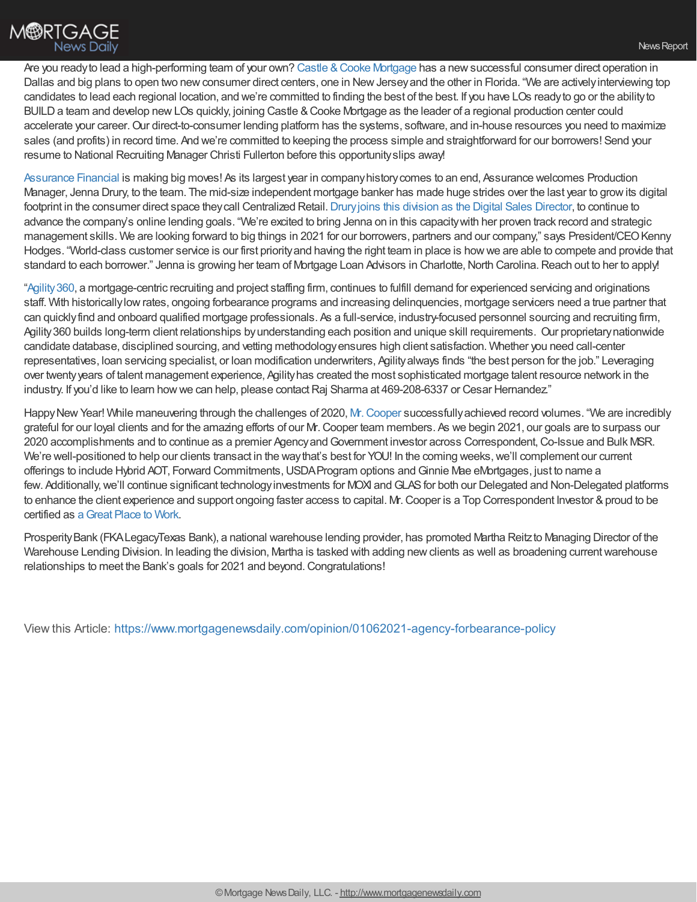Are you ready to lead a high-performing team of your own? Castle & Cooke Mortgage has a new successful consumer direct operation in Dallas and big plans to open two new consumer direct centers, one in New Jersey and the other in Florida. "We are actively interviewing top candidates to lead each regional location, and we're committed to finding the best of the best. If you have LOs ready to go or the ability to BUILD a team and develop new LOs quickly, joining Castle & Cooke Mortgage as the leader of a regional production center could accelerate your career. Our direct-to-consumer lending platform has the systems, software, and in-house resources you need to maximize sales (and profits) in record time. And we're committed to keeping the process simple and straightforward for our borrowers! Send your resume to National Recruiting Manager Christi Fullerton before this opportunity slips away!

Assurance Financial is making big moves! As its largest year in company history comes to an end, Assurance welcomes Production Manager, Jenna Drury, to the team. The mid-size independent mortgage banker has made huge strides over the last year to grow its digital footprint in the consumer direct space they call Centralized Retail. Drury joins this division as the Digital Sales Director, to continue to advance the company's online lending goals. "We're excited to bring Jenna on in this capacity with her proven track record and strategic management skills. We are looking forward to big things in 2021 for our borrowers, partners and our company," says President/CEO Kenny Hodges. "World-class customer service is our first priority and having the right team in place is how we are able to compete and provide that standard to each borrower." Jenna is growing her team of Mortgage Loan Advisors in Charlotte, North Carolina. Reach out to her to apply!

"Agility 360, a mortgage-centric recruiting and project staffing firm, continues to fulfill demand for experienced servicing and originations staff. With historically low rates, ongoing forbearance programs and increasing delinquencies, mortgage servicers need a true partner that can quickly find and onboard qualified mortgage professionals. As a full-service, industry-focused personnel sourcing and recruiting firm, Agility 360 builds long-term client relationships by understanding each position and unique skill requirements. Our proprietary nationwide candidate database, disciplined sourcing, and vetting methodology ensures high client satisfaction. Whether you need call-center representatives, loan servicing specialist, or loan modification underwriters, Agility always finds "the best person for the job." Leveraging over twenty years of talent management experience, Agility has created the most sophisticated mortgage talent resource network in the industry. If you'd like to learn how we can help, please contact Raj Sharma at 469-208-6337 or Cesar Hernandez."

Happy New Year! While maneuvering through the challenges of 2020, Mr. Cooper successfully achieved record volumes. "We are incredibly grateful for our loyal clients and for the amazing efforts of our Mr. Cooper team members. As we begin 2021, our goals are to surpass our 2020 accomplishments and to continue as a premier Agency and Government investor across Correspondent, Co-Issue and Bulk MSR. We're well-positioned to help our clients transact in the way that's best for YOU! In the coming weeks, we'll complement our current offerings to include Hybrid AOT, Forward Commitments, USDA Program options and Ginnie Mae eMortgages, just to name a few. Additionally, we'll continue significant technology investments for MOXI and GLAS for both our Delegated and Non-Delegated platforms to enhance the client experience and support ongoing faster access to capital. Mr. Cooper is a Top Correspondent Investor & proud to be certified as a Great Place to Work.

Prosperity Bank (FKA LegacyTexas Bank), a national warehouse lending provider, has promoted Martha Reitz to Managing Director of the Warehouse Lending Division. In leading the division, Martha is tasked with adding new clients as well as broadening current warehouse relationships to meet the Bank's goals for 2021 and beyond. Congratulations!

View this Article: https://www.mortgagenewsdaily.com/opinion/01062021-agency-forbearance-policy